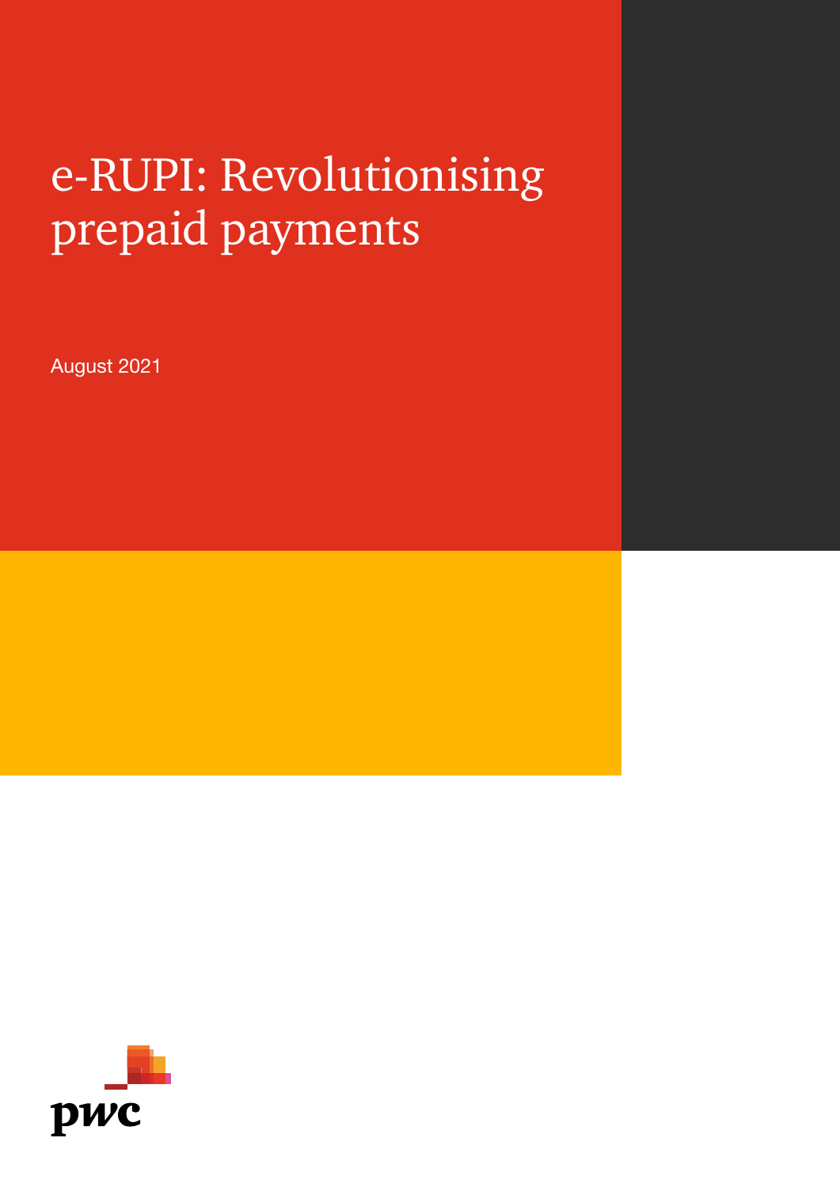# e-RUPI: Revolutionising prepaid payments

August 2021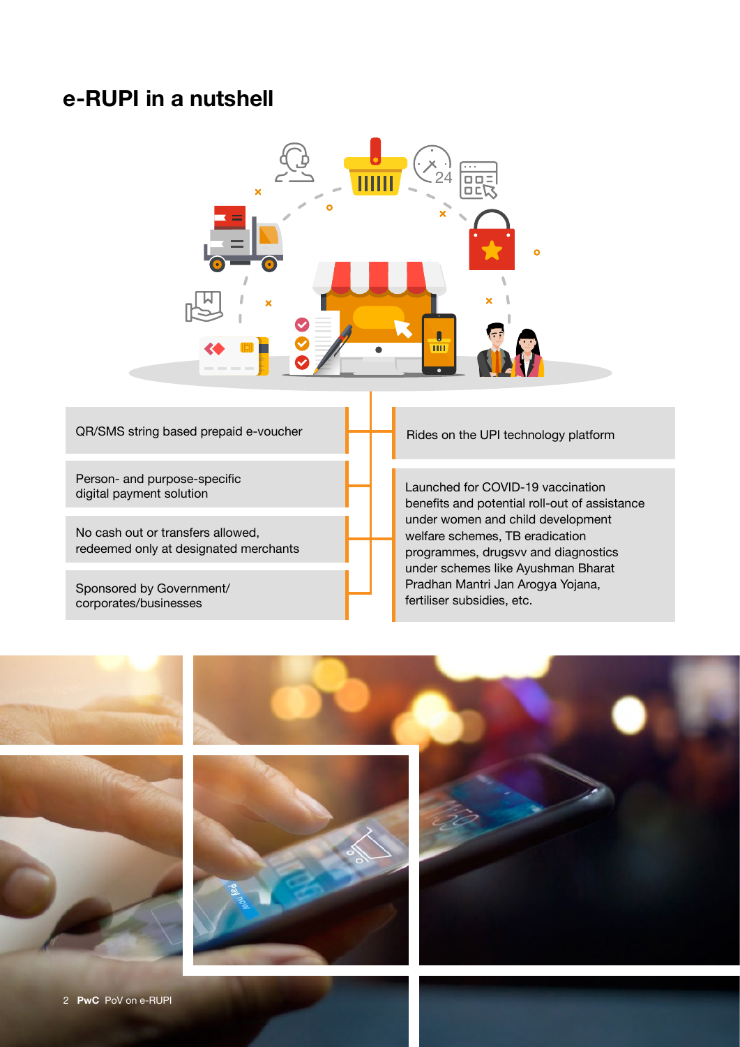## e-RUPI in a nutshell

- QR/SMS string based prepaid e-voucher
- Person- and purpose-specific digital payment solution
- No cash out or transfers allowed, redeemed only at designated merchants
- Sponsored by Government/ corporates/businesses
- Rides on the UPI technology platform
- Launched for COVID-19 vaccination benefits and potential roll-out of assistance under women and child development welfare schemes, TB eradication programmes, drugsvv and diagnostics under schemes like Ayushman Bharat Pradhan Mantri Jan Arogya Yojana, fertiliser subsidies, etc.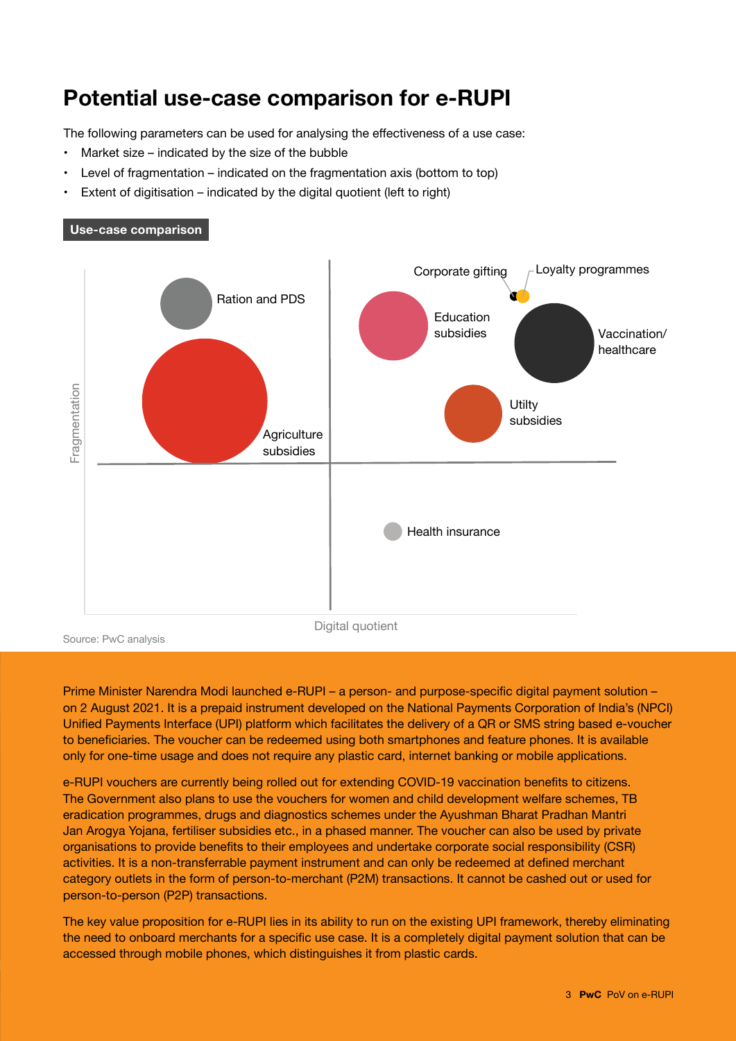# Potential use-case comparison for e-RUPI

The following parameters can be used for analysing the effectiveness of a use case:

- Market size – indicated by the size of the bubble
- Level of fragmentation – indicated on the fragmentation axis (bottom to top)
- Extent of digitisation – indicated by the digital quotient (left to right)

**Use-case comparison**

Ration and PDS

Agriculture subsidies

Corporate gifting

Loyalty programmes

Education subsidies

Vaccination/ healthcare

Utilty subsidies

Health insurance

Fragmentation

Digital quotient

Source: PwC analysis

Prime Minister Narendra Modi launched e-RUPI – a person- and purpose-specific digital payment solution – on 2 August 2021. It is a prepaid instrument developed on the National Payments Corporation of India's (NPCI) Unified Payments Interface (UPI) platform which facilitates the delivery of a QR or SMS string based e-voucher to beneficiaries. The voucher can be redeemed using both smartphones and feature phones. It is available only for one-time usage and does not require any plastic card, internet banking or mobile applications.

e-RUPI vouchers are currently being rolled out for extending COVID-19 vaccination benefits to citizens. The Government also plans to use the vouchers for women and child development welfare schemes, TB eradication programmes, drugs and diagnostics schemes under the Ayushman Bharat Pradhan Mantri Jan Arogya Yojana, fertiliser subsidies etc., in a phased manner. The voucher can also be used by private organisations to provide benefits to their employees and undertake corporate social responsibility (CSR) activities. It is a non-transferrable payment instrument and can only be redeemed at defined merchant category outlets in the form of person-to-merchant (P2M) transactions. It cannot be cashed out or used for person-to-person (P2P) transactions.

The key value proposition for e-RUPI lies in its ability to run on the existing UPI framework, thereby eliminating the need to onboard merchants for a specific use case. It is a completely digital payment solution that can be accessed through mobile phones, which distinguishes it from plastic cards.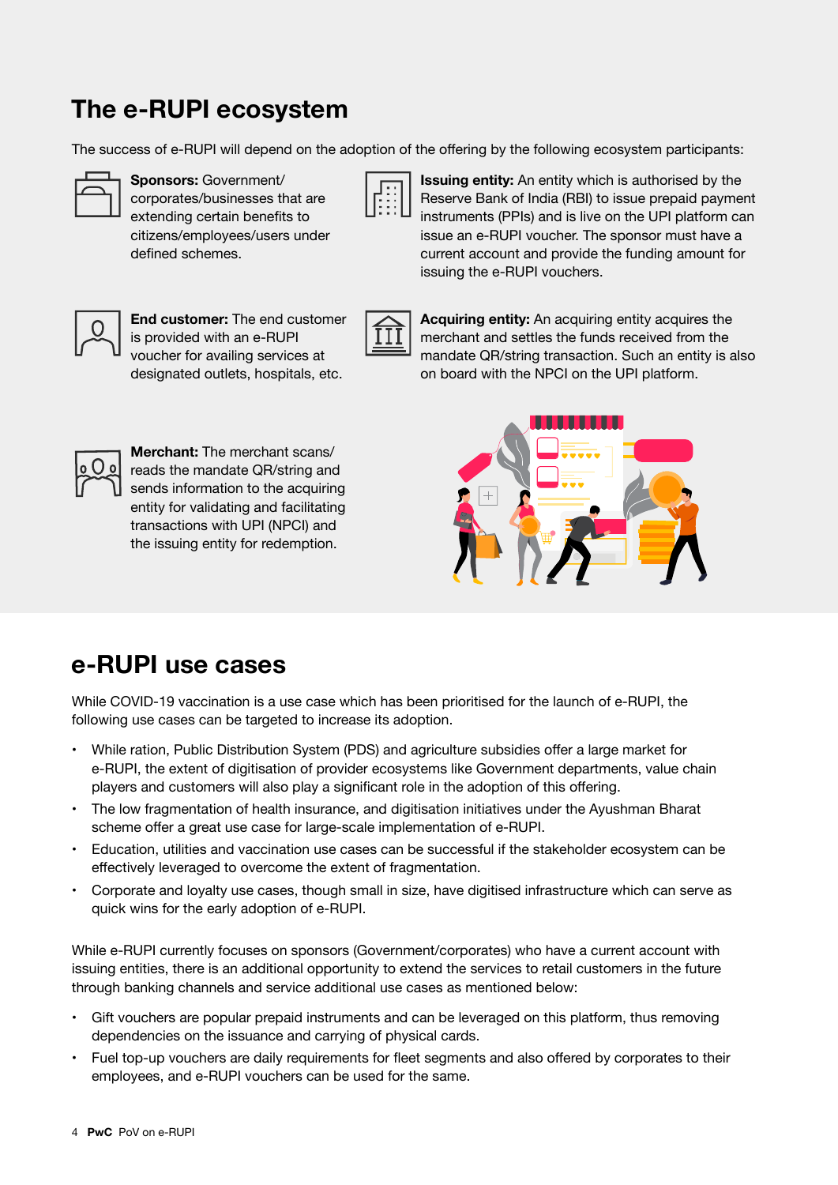## The e-RUPI ecosystem

The success of e-RUPI will depend on the adoption of the offering by the following ecosystem participants:

**Sponsors:** Government/corporates/businesses that are extending certain benefits to citizens/employees/users under defined schemes.

**Issuing entity:** An entity which is authorised by the Reserve Bank of India (RBI) to issue prepaid payment instruments (PPIs) and is live on the UPI platform can issue an e-RUPI voucher. The sponsor must have a current account and provide the funding amount for issuing the e-RUPI vouchers.

**End customer:** The end customer is provided with an e-RUPI voucher for availing services at designated outlets, hospitals, etc.

**Acquiring entity:** An acquiring entity acquires the merchant and settles the funds received from the mandate QR/string transaction. Such an entity is also on board with the NPCI on the UPI platform.

**Merchant:** The merchant scans/reads the mandate QR/string and sends information to the acquiring entity for validating and facilitating transactions with UPI (NPCI) and the issuing entity for redemption.

## e-RUPI use cases

While COVID-19 vaccination is a use case which has been prioritised for the launch of e-RUPI, the following use cases can be targeted to increase its adoption.

- While ration, Public Distribution System (PDS) and agriculture subsidies offer a large market for e-RUPI, the extent of digitisation of provider ecosystems like Government departments, value chain players and customers will also play a significant role in the adoption of this offering.
- The low fragmentation of health insurance, and digitisation initiatives under the Ayushman Bharat scheme offer a great use case for large-scale implementation of e-RUPI.
- Education, utilities and vaccination use cases can be successful if the stakeholder ecosystem can be effectively leveraged to overcome the extent of fragmentation.
- Corporate and loyalty use cases, though small in size, have digitised infrastructure which can serve as quick wins for the early adoption of e-RUPI.

While e-RUPI currently focuses on sponsors (Government/corporates) who have a current account with issuing entities, there is an additional opportunity to extend the services to retail customers in the future through banking channels and service additional use cases as mentioned below:

- Gift vouchers are popular prepaid instruments and can be leveraged on this platform, thus removing dependencies on the issuance and carrying of physical cards.
- Fuel top-up vouchers are daily requirements for fleet segments and also offered by corporates to their employees, and e-RUPI vouchers can be used for the same.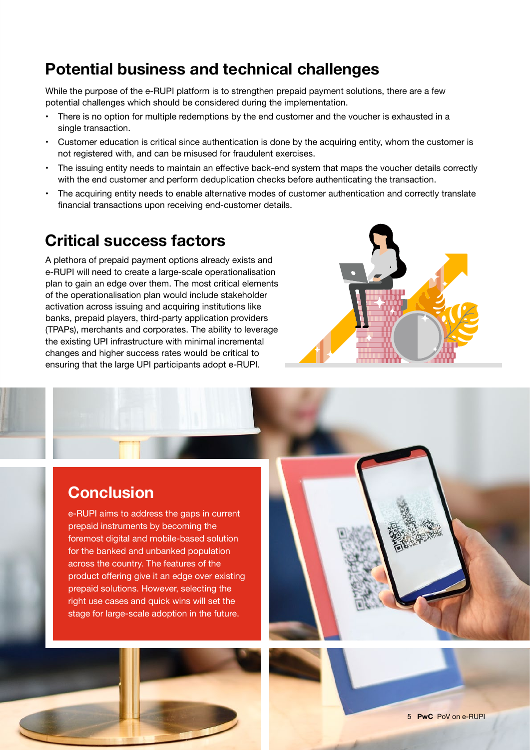## Potential business and technical challenges

While the purpose of the e-RUPI platform is to strengthen prepaid payment solutions, there are a few potential challenges which should be considered during the implementation.

- There is no option for multiple redemptions by the end customer and the voucher is exhausted in a single transaction.
- Customer education is critical since authentication is done by the acquiring entity, whom the customer is not registered with, and can be misused for fraudulent exercises.
- The issuing entity needs to maintain an effective back-end system that maps the voucher details correctly with the end customer and perform deduplication checks before authenticating the transaction.
- The acquiring entity needs to enable alternative modes of customer authentication and correctly translate financial transactions upon receiving end-customer details.

## Critical success factors

A plethora of prepaid payment options already exists and e-RUPI will need to create a large-scale operationalisation plan to gain an edge over them. The most critical elements of the operationalisation plan would include stakeholder activation across issuing and acquiring institutions like banks, prepaid players, third-party application providers (TPAPs), merchants and corporates. The ability to leverage the existing UPI infrastructure with minimal incremental changes and higher success rates would be critical to ensuring that the large UPI participants adopt e-RUPI.

## Conclusion

e-RUPI aims to address the gaps in current prepaid instruments by becoming the foremost digital and mobile-based solution for the banked and unbanked population across the country. The features of the product offering give it an edge over existing prepaid solutions. However, selecting the right use cases and quick wins will set the stage for large-scale adoption in the future.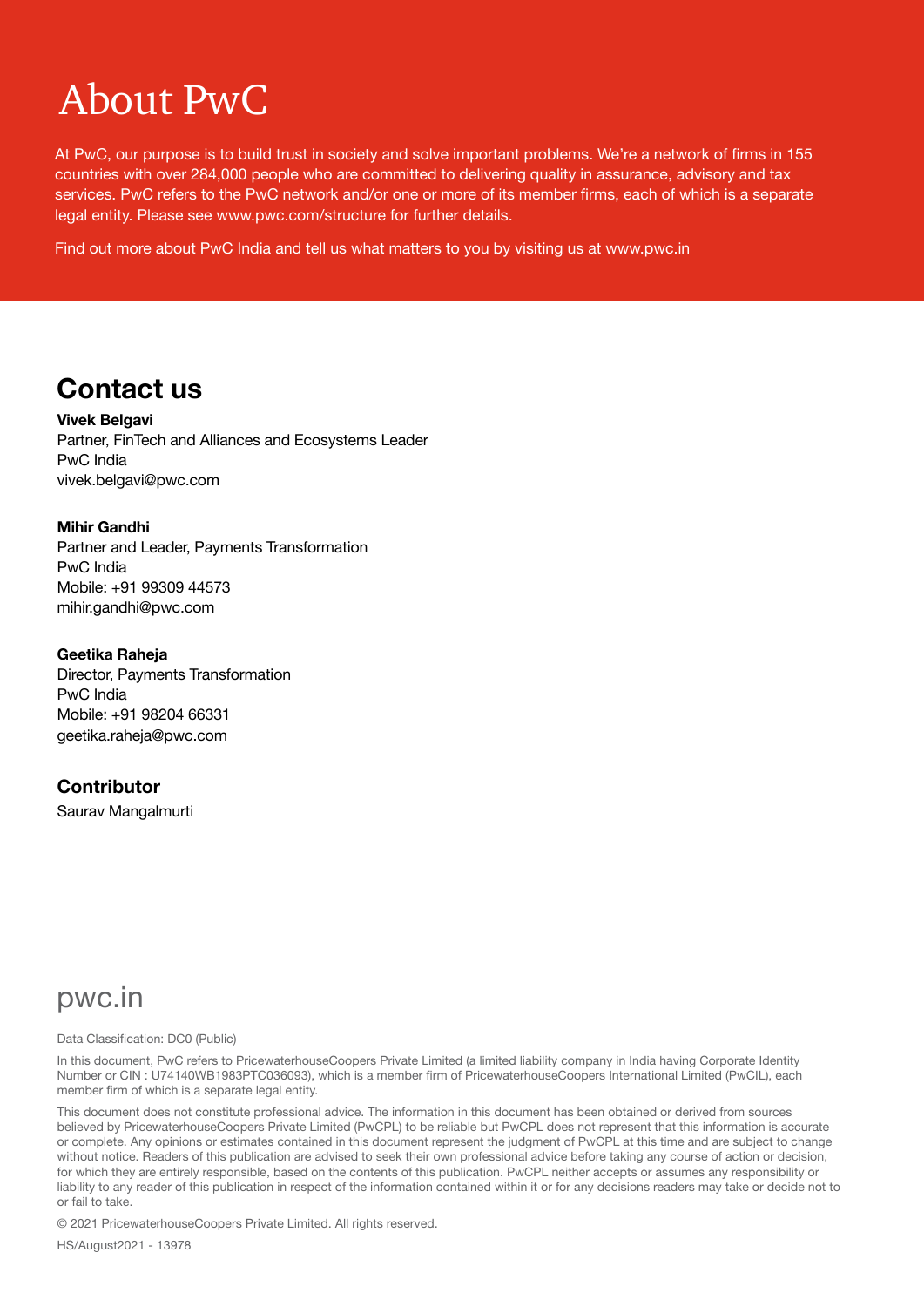# About PwC

At PwC, our purpose is to build trust in society and solve important problems. We're a network of firms in 155 countries with over 284,000 people who are committed to delivering quality in assurance, advisory and tax services. PwC refers to the PwC network and/or one or more of its member firms, each of which is a separate legal entity. Please see www.pwc.com/structure for further details.

Find out more about PwC India and tell us what matters to you by visiting us at www.pwc.in

## Contact us

**Vivek Belgavi**
Partner, FinTech and Alliances and Ecosystems Leader
PwC India
vivek.belgavi@pwc.com

**Mihir Gandhi**
Partner and Leader, Payments Transformation
PwC India
Mobile: +91 99309 44573
mihir.gandhi@pwc.com

**Geetika Raheja**
Director, Payments Transformation
PwC India
Mobile: +91 98204 66331
geetika.raheja@pwc.com

### Contributor

Saurav Mangalmurti

pwc.in

Data Classification: DC0 (Public)

In this document, PwC refers to PricewaterhouseCoopers Private Limited (a limited liability company in India having Corporate Identity Number or CIN : U74140WB1983PTC036093), which is a member firm of PricewaterhouseCoopers International Limited (PwCIL), each member firm of which is a separate legal entity.

This document does not constitute professional advice. The information in this document has been obtained or derived from sources believed by PricewaterhouseCoopers Private Limited (PwCPL) to be reliable but PwCPL does not represent that this information is accurate or complete. Any opinions or estimates contained in this document represent the judgment of PwCPL at this time and are subject to change without notice. Readers of this publication are advised to seek their own professional advice before taking any course of action or decision, for which they are entirely responsible, based on the contents of this publication. PwCPL neither accepts or assumes any responsibility or liability to any reader of this publication in respect of the information contained within it or for any decisions readers may take or decide not to or fail to take.

© 2021 PricewaterhouseCoopers Private Limited. All rights reserved.

HS/August2021 - 13978